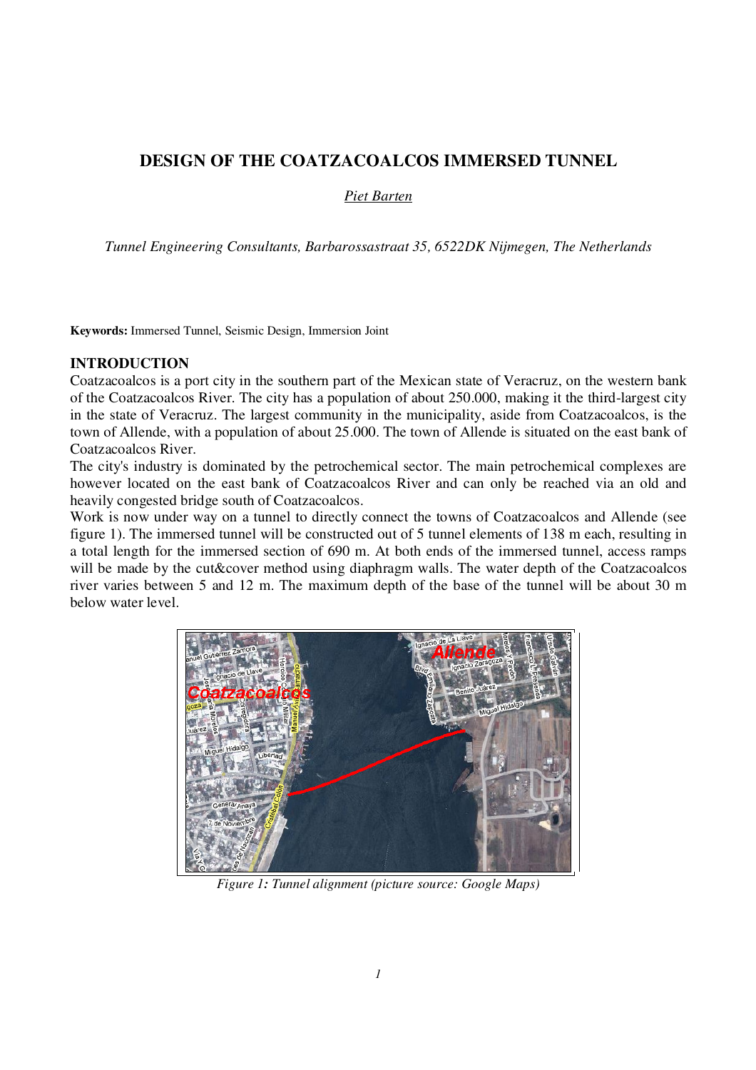# DESIGN OF THE COATZACOALCOS IMMERSED TUNNEL

Piet Barten

*Tunnel Engineering Consultants, Barbarossastraat 35, 6522DK Nijmegen, The Netherlands*

**Keywords:** Immersed Tunnel, Seismic Design, Immersion Joint

## INTRODUCTION

Coatzacoalcos is a port city in the southern part of the Mexican state of Veracruz, on the western bank of the Coatzacoalcos River. The city has a population of about 250.000, making it the third-largest city in the state of Veracruz. The largest community in the municipality, aside from Coatzacoalcos, is the town of Allende, with a population of about 25.000. The town of Allende is situated on the east bank of Coatzacoalcos River.

The city's industry is dominated by the petrochemical sector. The main petrochemical complexes are however located on the east bank of Coatzacoalcos River and can only be reached via an old and heavily congested bridge south of Coatzacoalcos.

Work is now under way on a tunnel to directly connect the towns of Coatzacoalcos and Allende (see figure 1). The immersed tunnel will be constructed out of 5 tunnel elements of 138 m each, resulting in a total length for the immersed section of 690 m. At both ends of the immersed tunnel, access ramps will be made by the cut&cover method using diaphragm walls. The water depth of the Coatzacoalcos river varies between 5 and 12 m. The maximum depth of the base of the tunnel will be about 30 m below water level.

*Figure 1: Tunnel alignment (picture source: Google Maps)*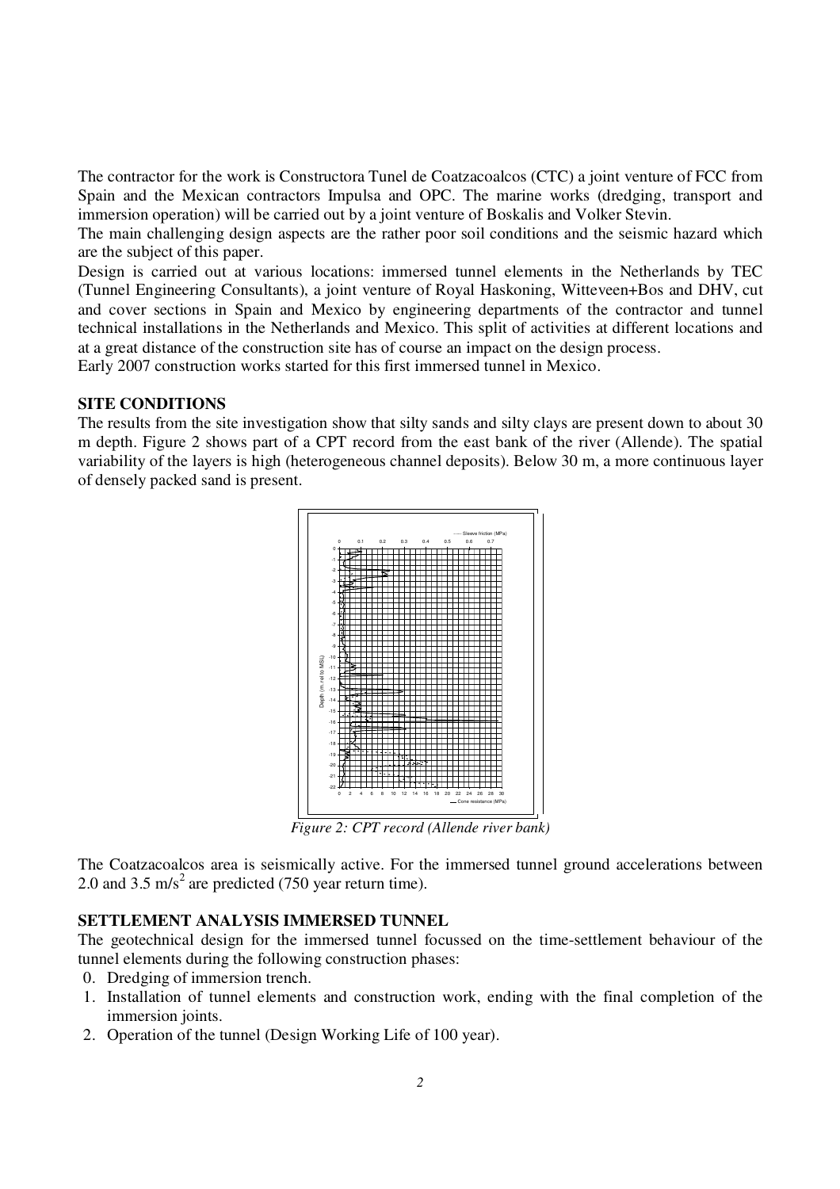The contractor for the work is Constructora Tunel de Coatzacoalcos (CTC) a joint venture of FCC from Spain and the Mexican contractors Impulsa and OPC. The marine works (dredging, transport and immersion operation) will be carried out by a joint venture of Boskalis and Volker Stevin.

The main challenging design aspects are the rather poor soil conditions and the seismic hazard which are the subject of this paper.

Design is carried out at various locations: immersed tunnel elements in the Netherlands by TEC (Tunnel Engineering Consultants), a joint venture of Royal Haskoning, Witteveen+Bos and DHV, cut and cover sections in Spain and Mexico by engineering departments of the contractor and tunnel technical installations in the Netherlands and Mexico. This split of activities at different locations and at a great distance of the construction site has of course an impact on the design process.

Early 2007 construction works started for this first immersed tunnel in Mexico.

## SITE CONDITIONS

The results from the site investigation show that silty sands and silty clays are present down to about 30 m depth. Figure 2 shows part of a CPT record from the east bank of the river (Allende). The spatial variability of the layers is high (heterogeneous channel deposits). Below 30 m, a more continuous layer of densely packed sand is present.

*Figure 2: CPT record (Allende river bank)*

The Coatzacoalcos area is seismically active. For the immersed tunnel ground accelerations between 2.0 and 3.5 m/s$^2$ are predicted (750 year return time).

## SETTLEMENT ANALYSIS IMMERSED TUNNEL

The geotechnical design for the immersed tunnel focussed on the time-settlement behaviour of the tunnel elements during the following construction phases:

0. Dredging of immersion trench.
1. Installation of tunnel elements and construction work, ending with the final completion of the immersion joints.
2. Operation of the tunnel (Design Working Life of 100 year).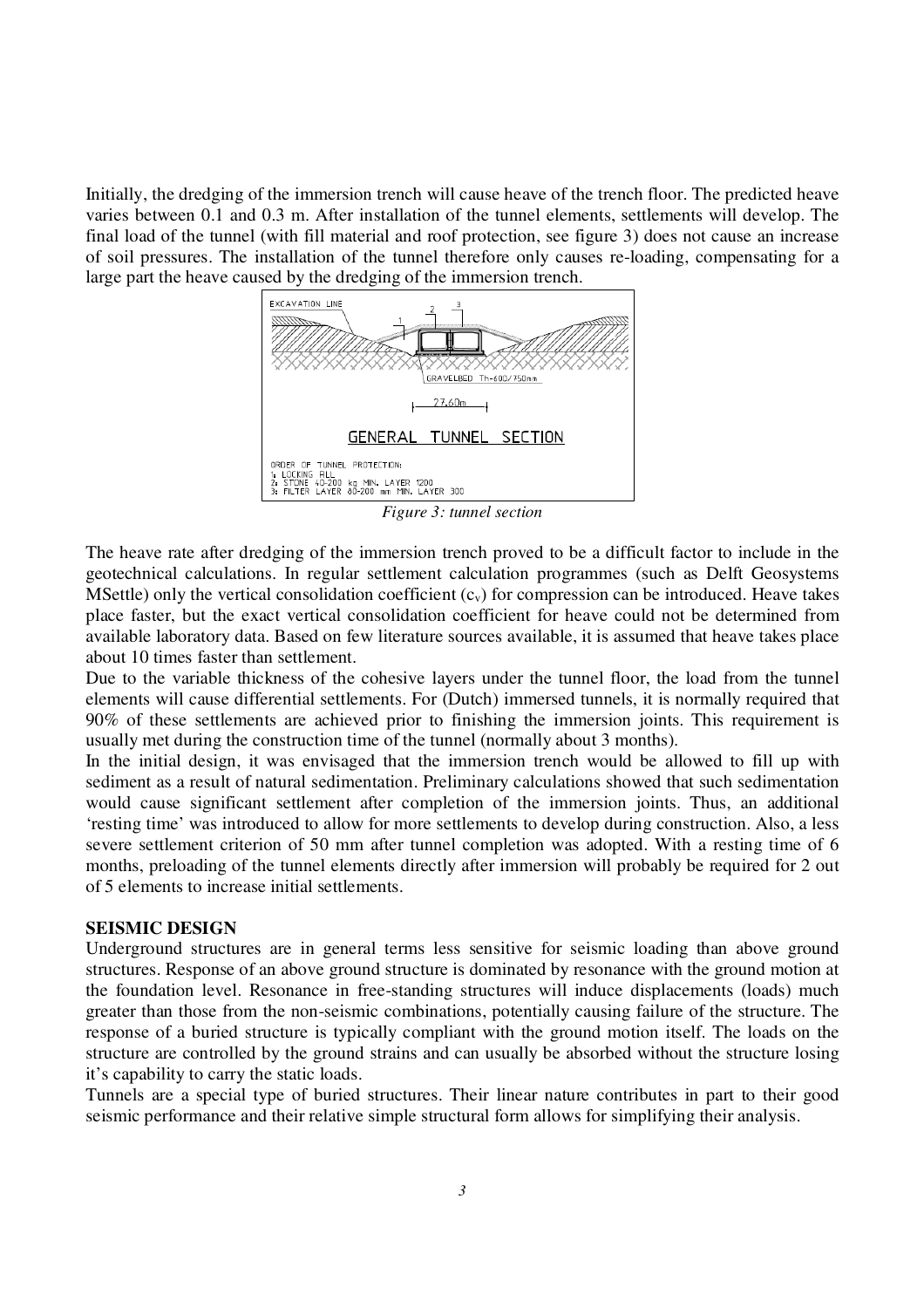Initially, the dredging of the immersion trench will cause heave of the trench floor. The predicted heave varies between 0.1 and 0.3 m. After installation of the tunnel elements, settlements will develop. The final load of the tunnel (with fill material and roof protection, see figure 3) does not cause an increase of soil pressures. The installation of the tunnel therefore only causes re-loading, compensating for a large part the heave caused by the dredging of the immersion trench.

*Figure 3: tunnel section*

The heave rate after dredging of the immersion trench proved to be a difficult factor to include in the geotechnical calculations. In regular settlement calculation programmes (such as Delft Geosystems MSettle) only the vertical consolidation coefficient ($c_v$) for compression can be introduced. Heave takes place faster, but the exact vertical consolidation coefficient for heave could not be determined from available laboratory data. Based on few literature sources available, it is assumed that heave takes place about 10 times faster than settlement.

Due to the variable thickness of the cohesive layers under the tunnel floor, the load from the tunnel elements will cause differential settlements. For (Dutch) immersed tunnels, it is normally required that 90% of these settlements are achieved prior to finishing the immersion joints. This requirement is usually met during the construction time of the tunnel (normally about 3 months).

In the initial design, it was envisaged that the immersion trench would be allowed to fill up with sediment as a result of natural sedimentation. Preliminary calculations showed that such sedimentation would cause significant settlement after completion of the immersion joints. Thus, an additional 'resting time' was introduced to allow for more settlements to develop during construction. Also, a less severe settlement criterion of 50 mm after tunnel completion was adopted. With a resting time of 6 months, preloading of the tunnel elements directly after immersion will probably be required for 2 out of 5 elements to increase initial settlements.

## SEISMIC DESIGN

Underground structures are in general terms less sensitive for seismic loading than above ground structures. Response of an above ground structure is dominated by resonance with the ground motion at the foundation level. Resonance in free-standing structures will induce displacements (loads) much greater than those from the non-seismic combinations, potentially causing failure of the structure. The response of a buried structure is typically compliant with the ground motion itself. The loads on the structure are controlled by the ground strains and can usually be absorbed without the structure losing it's capability to carry the static loads.

Tunnels are a special type of buried structures. Their linear nature contributes in part to their good seismic performance and their relative simple structural form allows for simplifying their analysis.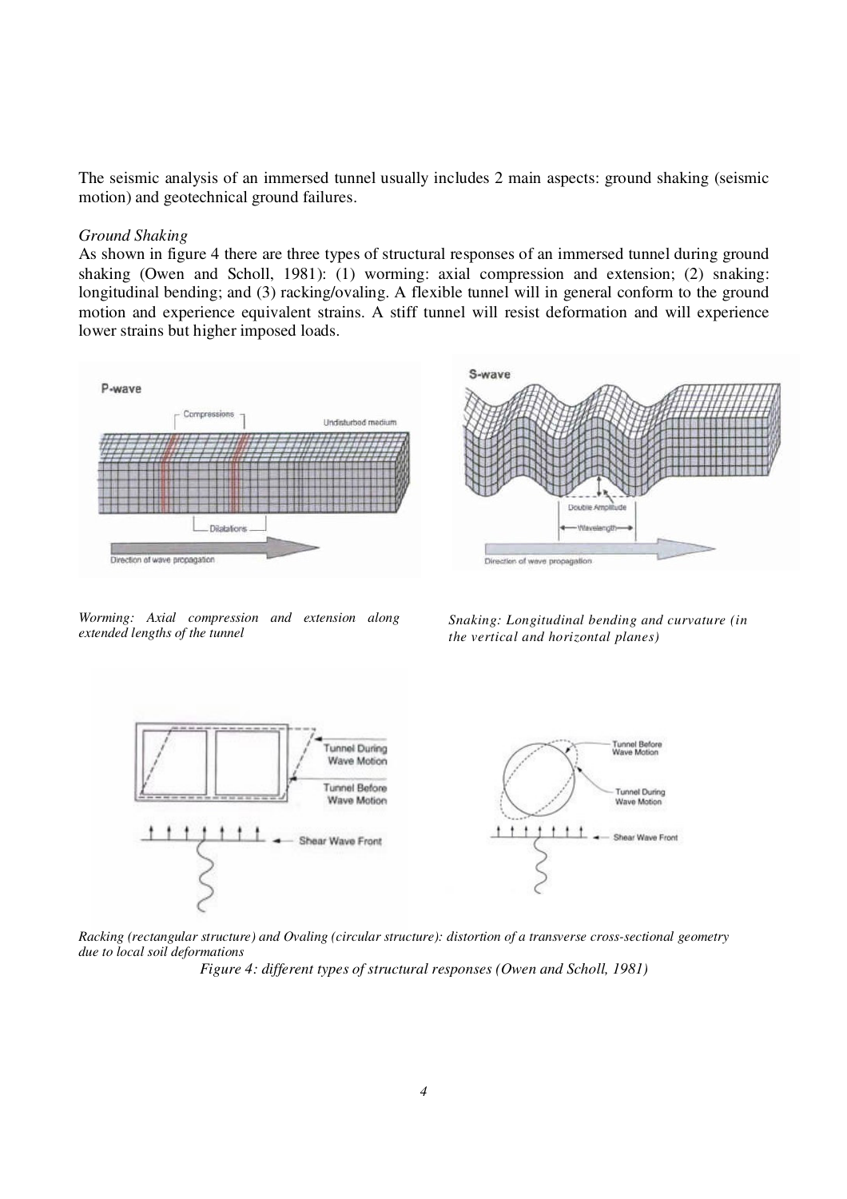The seismic analysis of an immersed tunnel usually includes 2 main aspects: ground shaking (seismic motion) and geotechnical ground failures.

*Ground Shaking*

As shown in figure 4 there are three types of structural responses of an immersed tunnel during ground shaking (Owen and Scholl, 1981): (1) worming: axial compression and extension; (2) snaking: longitudinal bending; and (3) racking/ovaling. A flexible tunnel will in general conform to the ground motion and experience equivalent strains. A stiff tunnel will resist deformation and will experience lower strains but higher imposed loads.

*Worming: Axial compression and extension along extended lengths of the tunnel*

*Snaking: Longitudinal bending and curvature (in the vertical and horizontal planes)*

*Racking (rectangular structure) and Ovaling (circular structure): distortion of a transverse cross-sectional geometry due to local soil deformations*

*Figure 4: different types of structural responses (Owen and Scholl, 1981)*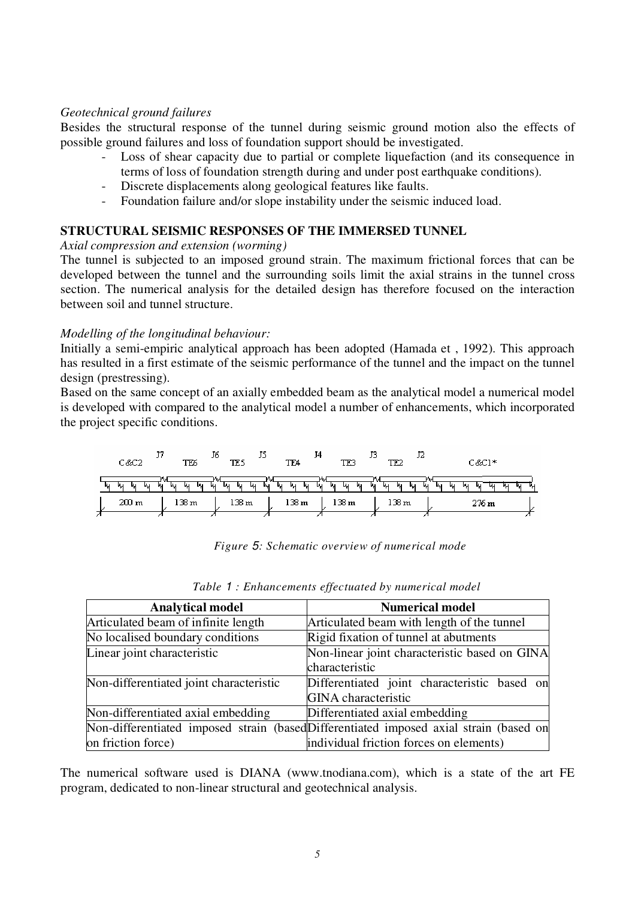*Geotechnical ground failures*

Besides the structural response of the tunnel during seismic ground motion also the effects of possible ground failures and loss of foundation support should be investigated.

- Loss of shear capacity due to partial or complete liquefaction (and its consequence in terms of loss of foundation strength during and under post earthquake conditions).
- Discrete displacements along geological features like faults.
- Foundation failure and/or slope instability under the seismic induced load.

## STRUCTURAL SEISMIC RESPONSES OF THE IMMERSED TUNNEL

*Axial compression and extension (worming)*

The tunnel is subjected to an imposed ground strain. The maximum frictional forces that can be developed between the tunnel and the surrounding soils limit the axial strains in the tunnel cross section. The numerical analysis for the detailed design has therefore focused on the interaction between soil and tunnel structure.

*Modelling of the longitudinal behaviour:*

Initially a semi-empiric analytical approach has been adopted (Hamada et , 1992). This approach has resulted in a first estimate of the seismic performance of the tunnel and the impact on the tunnel design (prestressing).

Based on the same concept of an axially embedded beam as the analytical model a numerical model is developed with compared to the analytical model a number of enhancements, which incorporated the project specific conditions.

C&C2 J7 TE6 J6 TE5 J5 TE4 J4 TE3 J3 TE2 J2 C&C1*

200 m | 138 m | 138 m | 138 m | 138 m | 138 m | 276 m

*Figure 5: Schematic overview of numerical mode*

*Table 1 : Enhancements effectuated by numerical model*

| Analytical model | Numerical model |
|---|---|
| Articulated beam of infinite length | Articulated beam with length of the tunnel |
| No localised boundary conditions | Rigid fixation of tunnel at abutments |
| Linear joint characteristic | Non-linear joint characteristic based on GINA characteristic |
| Non-differentiated joint characteristic | Differentiated joint characteristic based on GINA characteristic |
| Non-differentiated axial embedding | Differentiated axial embedding |
| Non-differentiated imposed strain (based on friction force) | Differentiated imposed axial strain (based on individual friction forces on elements) |

The numerical software used is DIANA (www.tnodiana.com), which is a state of the art FE program, dedicated to non-linear structural and geotechnical analysis.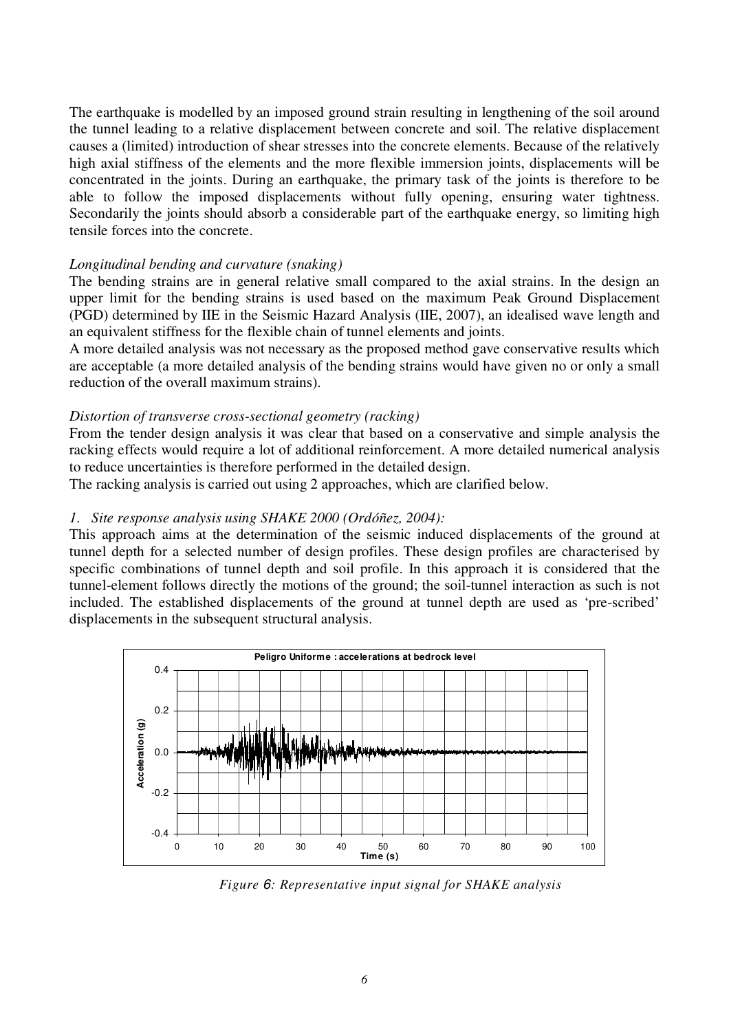The earthquake is modelled by an imposed ground strain resulting in lengthening of the soil around the tunnel leading to a relative displacement between concrete and soil. The relative displacement causes a (limited) introduction of shear stresses into the concrete elements. Because of the relatively high axial stiffness of the elements and the more flexible immersion joints, displacements will be concentrated in the joints. During an earthquake, the primary task of the joints is therefore to be able to follow the imposed displacements without fully opening, ensuring water tightness. Secondarily the joints should absorb a considerable part of the earthquake energy, so limiting high tensile forces into the concrete.

*Longitudinal bending and curvature (snaking)*

The bending strains are in general relative small compared to the axial strains. In the design an upper limit for the bending strains is used based on the maximum Peak Ground Displacement (PGD) determined by IIE in the Seismic Hazard Analysis (IIE, 2007), an idealised wave length and an equivalent stiffness for the flexible chain of tunnel elements and joints.

A more detailed analysis was not necessary as the proposed method gave conservative results which are acceptable (a more detailed analysis of the bending strains would have given no or only a small reduction of the overall maximum strains).

*Distortion of transverse cross-sectional geometry (racking)*

From the tender design analysis it was clear that based on a conservative and simple analysis the racking effects would require a lot of additional reinforcement. A more detailed numerical analysis to reduce uncertainties is therefore performed in the detailed design.

The racking analysis is carried out using 2 approaches, which are clarified below.

*1. Site response analysis using SHAKE 2000 (Ordóñez, 2004):*

This approach aims at the determination of the seismic induced displacements of the ground at tunnel depth for a selected number of design profiles. These design profiles are characterised by specific combinations of tunnel depth and soil profile. In this approach it is considered that the tunnel-element follows directly the motions of the ground; the soil-tunnel interaction as such is not included. The established displacements of the ground at tunnel depth are used as 'pre-scribed' displacements in the subsequent structural analysis.

*Figure 6: Representative input signal for SHAKE analysis*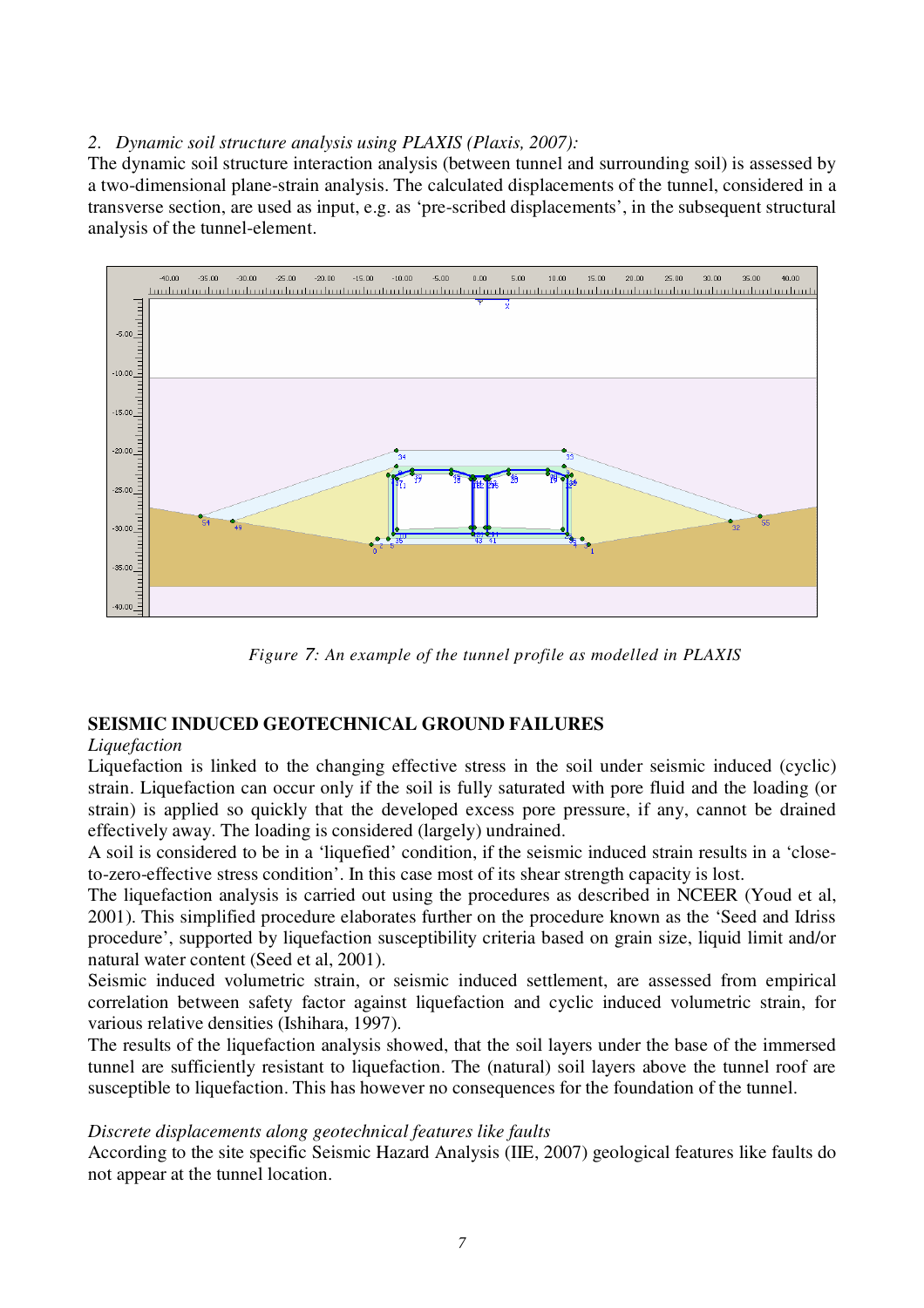2. *Dynamic soil structure analysis using PLAXIS (Plaxis, 2007):*

The dynamic soil structure interaction analysis (between tunnel and surrounding soil) is assessed by a two-dimensional plane-strain analysis. The calculated displacements of the tunnel, considered in a transverse section, are used as input, e.g. as 'pre-scribed displacements', in the subsequent structural analysis of the tunnel-element.

*Figure 7: An example of the tunnel profile as modelled in PLAXIS*

## SEISMIC INDUCED GEOTECHNICAL GROUND FAILURES

*Liquefaction*

Liquefaction is linked to the changing effective stress in the soil under seismic induced (cyclic) strain. Liquefaction can occur only if the soil is fully saturated with pore fluid and the loading (or strain) is applied so quickly that the developed excess pore pressure, if any, cannot be drained effectively away. The loading is considered (largely) undrained.

A soil is considered to be in a 'liquefied' condition, if the seismic induced strain results in a 'close-to-zero-effective stress condition'. In this case most of its shear strength capacity is lost.

The liquefaction analysis is carried out using the procedures as described in NCEER (Youd et al, 2001). This simplified procedure elaborates further on the procedure known as the 'Seed and Idriss procedure', supported by liquefaction susceptibility criteria based on grain size, liquid limit and/or natural water content (Seed et al, 2001).

Seismic induced volumetric strain, or seismic induced settlement, are assessed from empirical correlation between safety factor against liquefaction and cyclic induced volumetric strain, for various relative densities (Ishihara, 1997).

The results of the liquefaction analysis showed, that the soil layers under the base of the immersed tunnel are sufficiently resistant to liquefaction. The (natural) soil layers above the tunnel roof are susceptible to liquefaction. This has however no consequences for the foundation of the tunnel.

*Discrete displacements along geotechnical features like faults*

According to the site specific Seismic Hazard Analysis (IIE, 2007) geological features like faults do not appear at the tunnel location.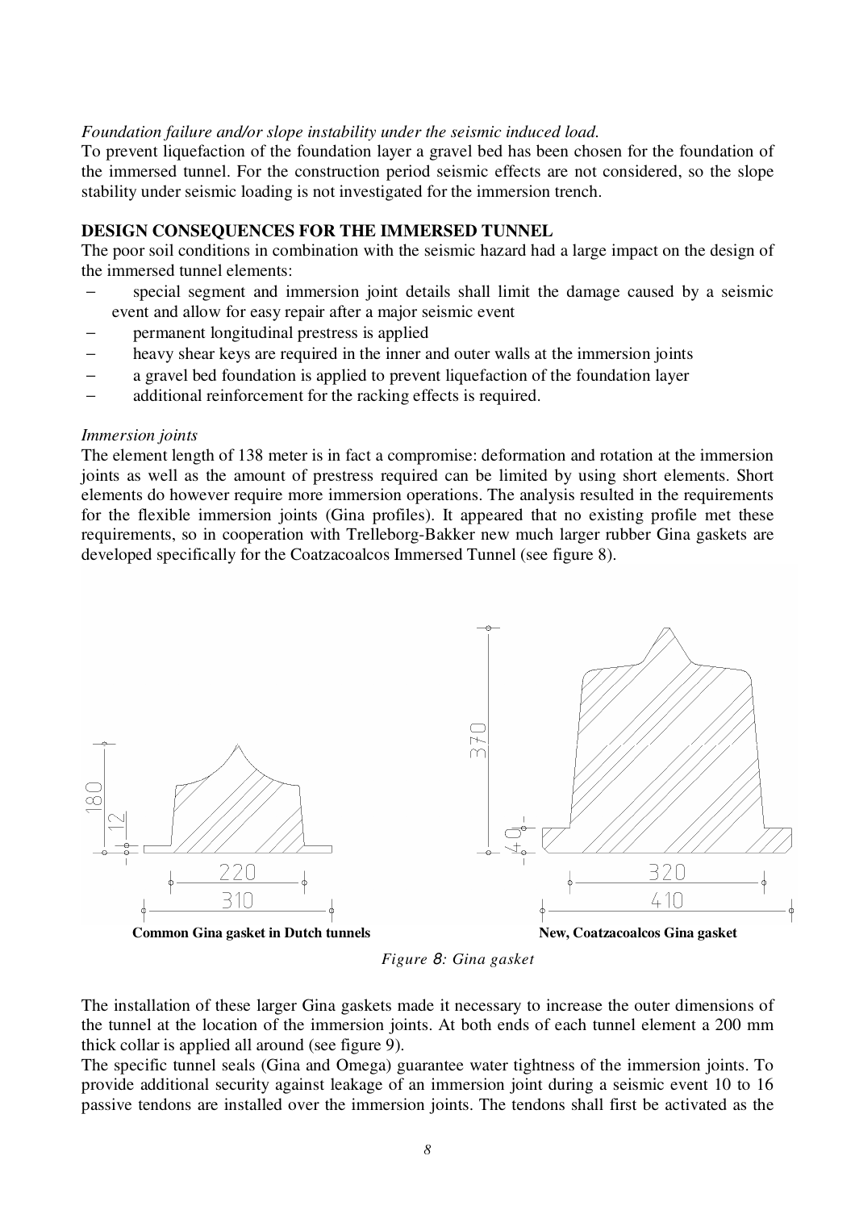*Foundation failure and/or slope instability under the seismic induced load.*
To prevent liquefaction of the foundation layer a gravel bed has been chosen for the foundation of the immersed tunnel. For the construction period seismic effects are not considered, so the slope stability under seismic loading is not investigated for the immersion trench.

## DESIGN CONSEQUENCES FOR THE IMMERSED TUNNEL

The poor soil conditions in combination with the seismic hazard had a large impact on the design of the immersed tunnel elements:

- special segment and immersion joint details shall limit the damage caused by a seismic event and allow for easy repair after a major seismic event
- permanent longitudinal prestress is applied
- heavy shear keys are required in the inner and outer walls at the immersion joints
- a gravel bed foundation is applied to prevent liquefaction of the foundation layer
- additional reinforcement for the racking effects is required.

*Immersion joints*
The element length of 138 meter is in fact a compromise: deformation and rotation at the immersion joints as well as the amount of prestress required can be limited by using short elements. Short elements do however require more immersion operations. The analysis resulted in the requirements for the flexible immersion joints (Gina profiles). It appeared that no existing profile met these requirements, so in cooperation with Trelleborg-Bakker new much larger rubber Gina gaskets are developed specifically for the Coatzacoalcos Immersed Tunnel (see figure 8).

180 | 12 | 220 | 310 — **Common Gina gasket in Dutch tunnels**

370 | 40 | 320 | 410 — **New, Coatzacoalcos Gina gasket**

*Figure 8: Gina gasket*

The installation of these larger Gina gaskets made it necessary to increase the outer dimensions of the tunnel at the location of the immersion joints. At both ends of each tunnel element a 200 mm thick collar is applied all around (see figure 9).
The specific tunnel seals (Gina and Omega) guarantee water tightness of the immersion joints. To provide additional security against leakage of an immersion joint during a seismic event 10 to 16 passive tendons are installed over the immersion joints. The tendons shall first be activated as the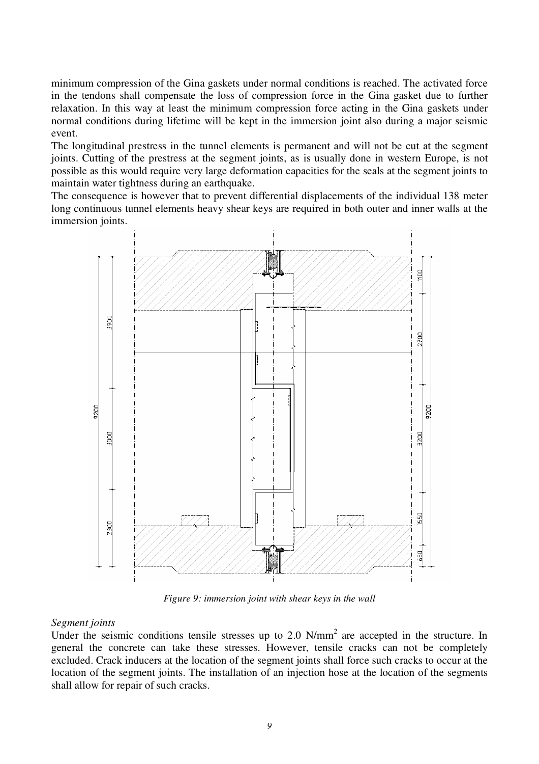minimum compression of the Gina gaskets under normal conditions is reached. The activated force in the tendons shall compensate the loss of compression force in the Gina gasket due to further relaxation. In this way at least the minimum compression force acting in the Gina gaskets under normal conditions during lifetime will be kept in the immersion joint also during a major seismic event.

The longitudinal prestress in the tunnel elements is permanent and will not be cut at the segment joints. Cutting of the prestress at the segment joints, as is usually done in western Europe, is not possible as this would require very large deformation capacities for the seals at the segment joints to maintain water tightness during an earthquake.

The consequence is however that to prevent differential displacements of the individual 138 meter long continuous tunnel elements heavy shear keys are required in both outer and inner walls at the immersion joints.

*Figure 9: immersion joint with shear keys in the wall*

*Segment joints*

Under the seismic conditions tensile stresses up to 2.0 N/mm$^2$ are accepted in the structure. In general the concrete can take these stresses. However, tensile cracks can not be completely excluded. Crack inducers at the location of the segment joints shall force such cracks to occur at the location of the segment joints. The installation of an injection hose at the location of the segments shall allow for repair of such cracks.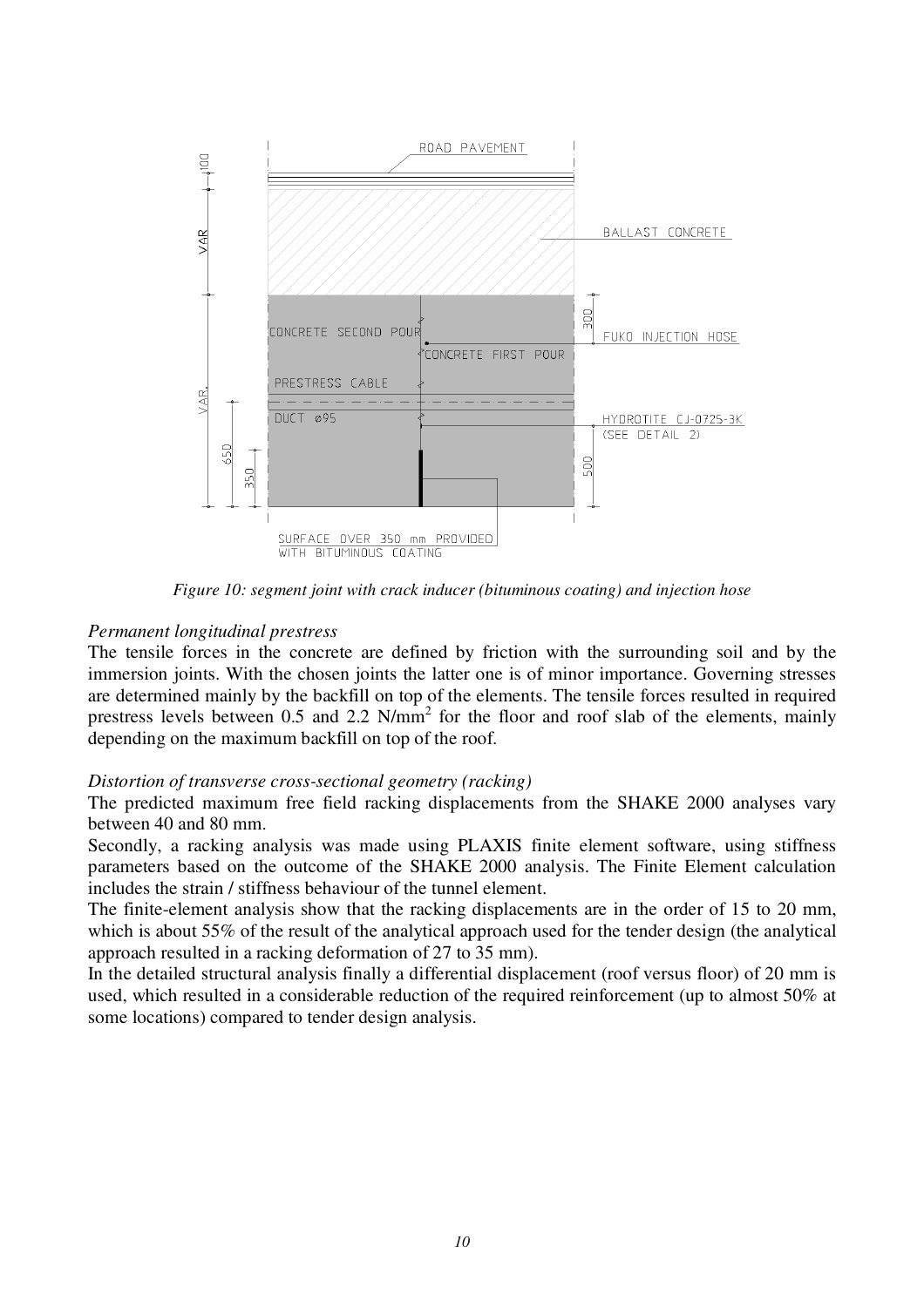*Figure 10: segment joint with crack inducer (bituminous coating) and injection hose*

*Permanent longitudinal prestress*

The tensile forces in the concrete are defined by friction with the surrounding soil and by the immersion joints. With the chosen joints the latter one is of minor importance. Governing stresses are determined mainly by the backfill on top of the elements. The tensile forces resulted in required prestress levels between 0.5 and 2.2 N/mm$^2$ for the floor and roof slab of the elements, mainly depending on the maximum backfill on top of the roof.

*Distortion of transverse cross-sectional geometry (racking)*

The predicted maximum free field racking displacements from the SHAKE 2000 analyses vary between 40 and 80 mm.

Secondly, a racking analysis was made using PLAXIS finite element software, using stiffness parameters based on the outcome of the SHAKE 2000 analysis. The Finite Element calculation includes the strain / stiffness behaviour of the tunnel element.

The finite-element analysis show that the racking displacements are in the order of 15 to 20 mm, which is about 55% of the result of the analytical approach used for the tender design (the analytical approach resulted in a racking deformation of 27 to 35 mm).

In the detailed structural analysis finally a differential displacement (roof versus floor) of 20 mm is used, which resulted in a considerable reduction of the required reinforcement (up to almost 50% at some locations) compared to tender design analysis.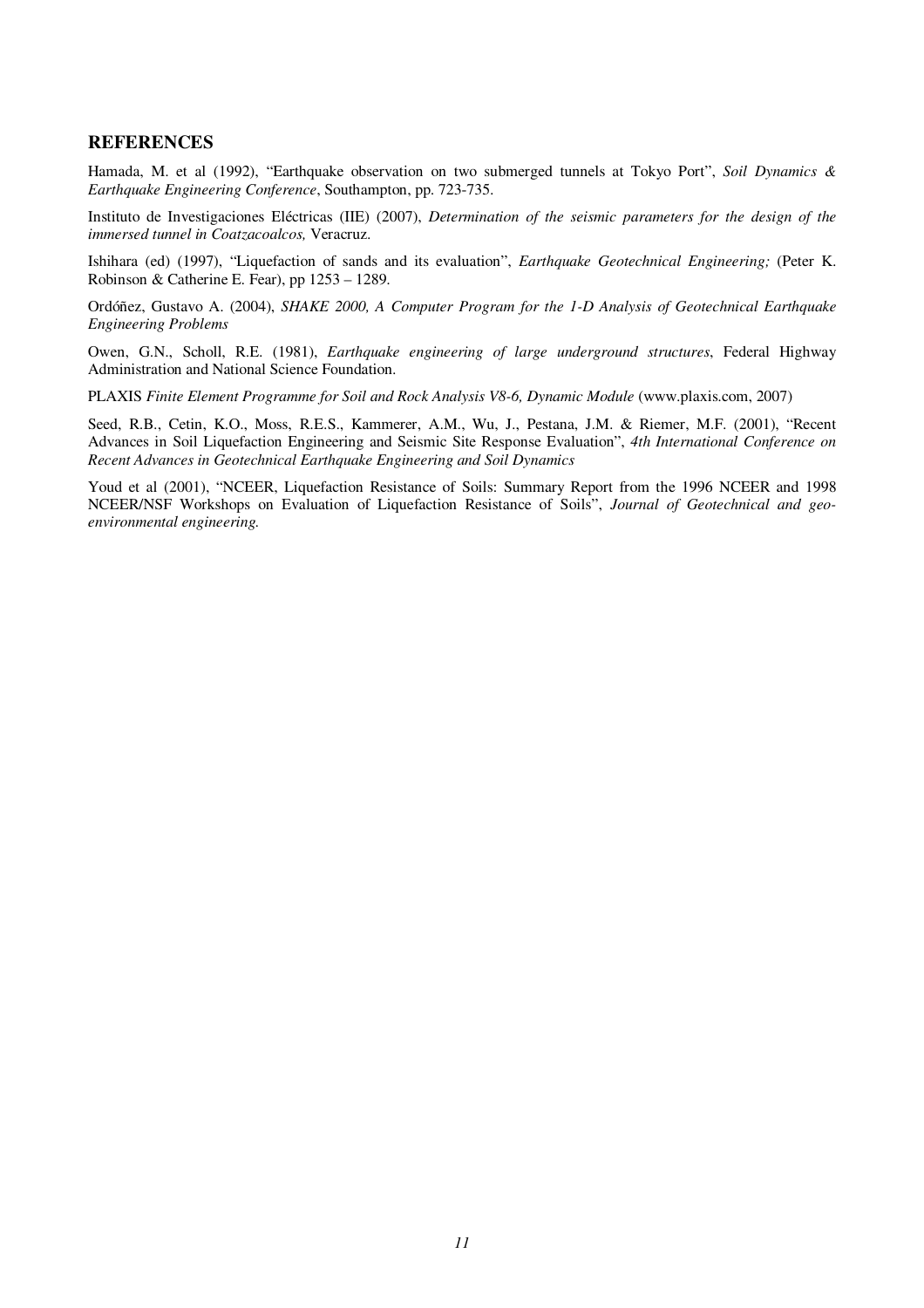## REFERENCES

Hamada, M. et al (1992), "Earthquake observation on two submerged tunnels at Tokyo Port", *Soil Dynamics & Earthquake Engineering Conference*, Southampton, pp. 723-735.

Instituto de Investigaciones Eléctricas (IIE) (2007), *Determination of the seismic parameters for the design of the immersed tunnel in Coatzacoalcos,* Veracruz.

Ishihara (ed) (1997), "Liquefaction of sands and its evaluation", *Earthquake Geotechnical Engineering;* (Peter K. Robinson & Catherine E. Fear), pp 1253 – 1289.

Ordóñez, Gustavo A. (2004), *SHAKE 2000, A Computer Program for the 1-D Analysis of Geotechnical Earthquake Engineering Problems*

Owen, G.N., Scholl, R.E. (1981), *Earthquake engineering of large underground structures*, Federal Highway Administration and National Science Foundation.

PLAXIS *Finite Element Programme for Soil and Rock Analysis V8-6, Dynamic Module* (www.plaxis.com, 2007)

Seed, R.B., Cetin, K.O., Moss, R.E.S., Kammerer, A.M., Wu, J., Pestana, J.M. & Riemer, M.F. (2001), "Recent Advances in Soil Liquefaction Engineering and Seismic Site Response Evaluation", *4th International Conference on Recent Advances in Geotechnical Earthquake Engineering and Soil Dynamics*

Youd et al (2001), "NCEER, Liquefaction Resistance of Soils: Summary Report from the 1996 NCEER and 1998 NCEER/NSF Workshops on Evaluation of Liquefaction Resistance of Soils", *Journal of Geotechnical and geo-environmental engineering.*